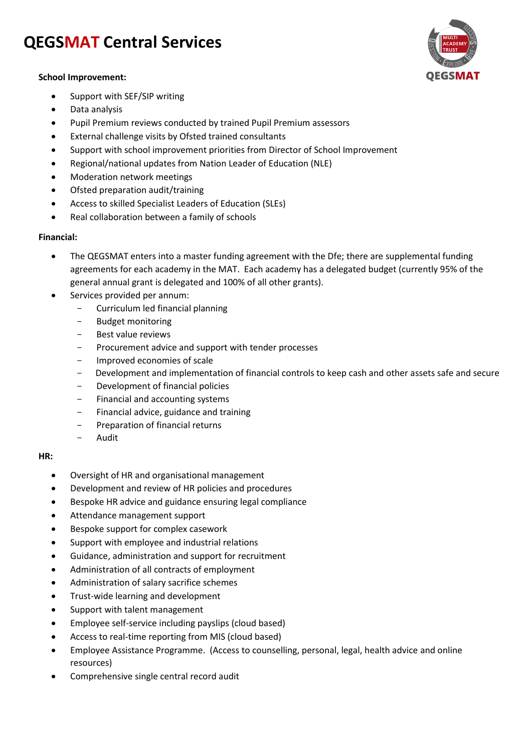# QEGSMAT Central Services

**School Improvement:**

- Support with SEF/SIP writing
- Data analysis
- Pupil Premium reviews conducted by trained Pupil Premium assessors
- External challenge visits by Ofsted trained consultants
- Support with school improvement priorities from Director of School Improvement
- Regional/national updates from Nation Leader of Education (NLE)
- Moderation network meetings
- Ofsted preparation audit/training
- Access to skilled Specialist Leaders of Education (SLEs)
- Real collaboration between a family of schools

**Financial:**

- The QEGSMAT enters into a master funding agreement with the Dfe; there are supplemental funding agreements for each academy in the MAT. Each academy has a delegated budget (currently 95% of the general annual grant is delegated and 100% of all other grants).
- Services provided per annum:
  - Curriculum led financial planning
  - Budget monitoring
  - Best value reviews
  - Procurement advice and support with tender processes
  - Improved economies of scale
  - Development and implementation of financial controls to keep cash and other assets safe and secure
  - Development of financial policies
  - Financial and accounting systems
  - Financial advice, guidance and training
  - Preparation of financial returns
  - Audit

**HR:**

- Oversight of HR and organisational management
- Development and review of HR policies and procedures
- Bespoke HR advice and guidance ensuring legal compliance
- Attendance management support
- Bespoke support for complex casework
- Support with employee and industrial relations
- Guidance, administration and support for recruitment
- Administration of all contracts of employment
- Administration of salary sacrifice schemes
- Trust-wide learning and development
- Support with talent management
- Employee self-service including payslips (cloud based)
- Access to real-time reporting from MIS (cloud based)
- Employee Assistance Programme. (Access to counselling, personal, legal, health advice and online resources)
- Comprehensive single central record audit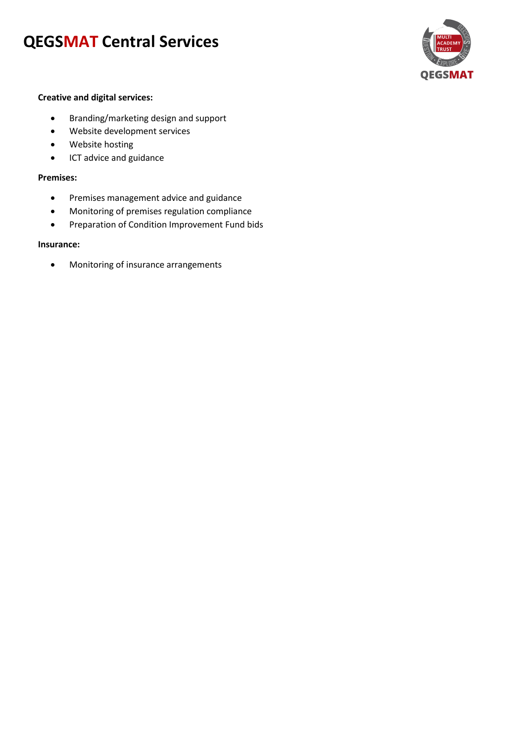# QEGSMAT Central Services

**Creative and digital services:**

- Branding/marketing design and support
- Website development services
- Website hosting
- ICT advice and guidance

**Premises:**

- Premises management advice and guidance
- Monitoring of premises regulation compliance
- Preparation of Condition Improvement Fund bids

**Insurance:**

- Monitoring of insurance arrangements